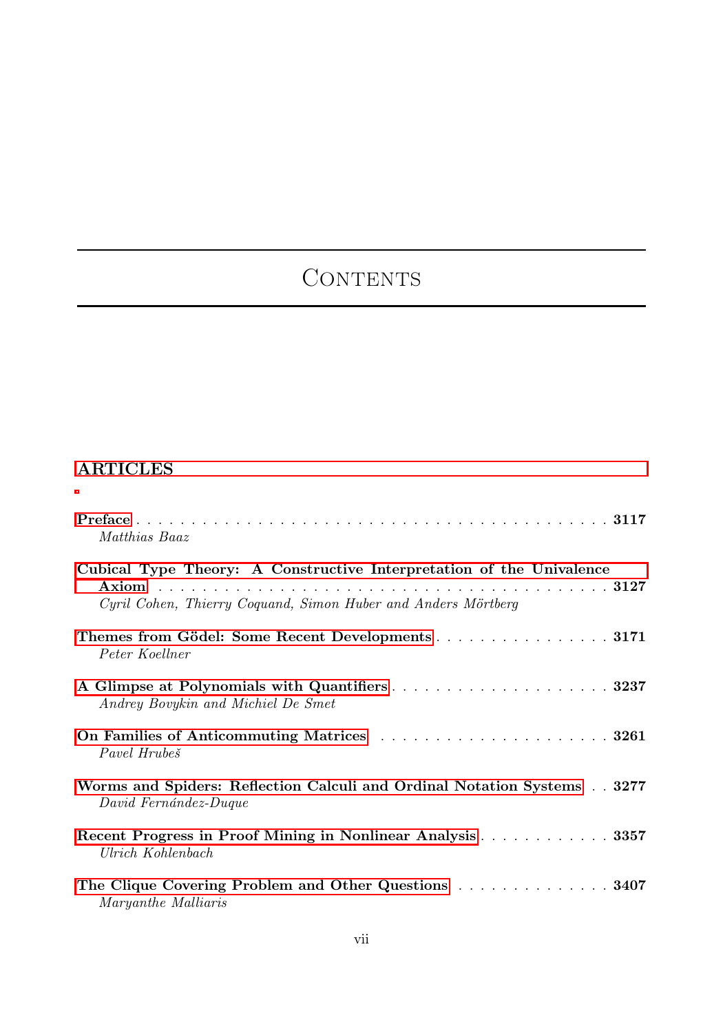# Contents

## ARTICLES

**Preface** . . . . . . . . . . . . . . . . . . . . . . . . . . . . . . . . . . . . . . . . . . . . . **3117**
*Matthias Baaz*

**Cubical Type Theory: A Constructive Interpretation of the Univalence Axiom** . . . . . . . . . . . . . . . . . . . . . . . . . . . . . . . . . . . . . . . . . . . **3127**
*Cyril Cohen, Thierry Coquand, Simon Huber and Anders Mörtberg*

**Themes from Gödel: Some Recent Developments** . . . . . . . . . . . . . . . . **3171**
*Peter Koellner*

**A Glimpse at Polynomials with Quantifiers** . . . . . . . . . . . . . . . . . . . . **3237**
*Andrey Bovykin and Michiel De Smet*

**On Families of Anticommuting Matrices** . . . . . . . . . . . . . . . . . . . . . . **3261**
*Pavel Hrubeš*

**Worms and Spiders: Reflection Calculi and Ordinal Notation Systems** . . **3277**
*David Fernández-Duque*

**Recent Progress in Proof Mining in Nonlinear Analysis** . . . . . . . . . . . . **3357**
*Ulrich Kohlenbach*

**The Clique Covering Problem and Other Questions** . . . . . . . . . . . . . . . **3407**
*Maryanthe Malliaris*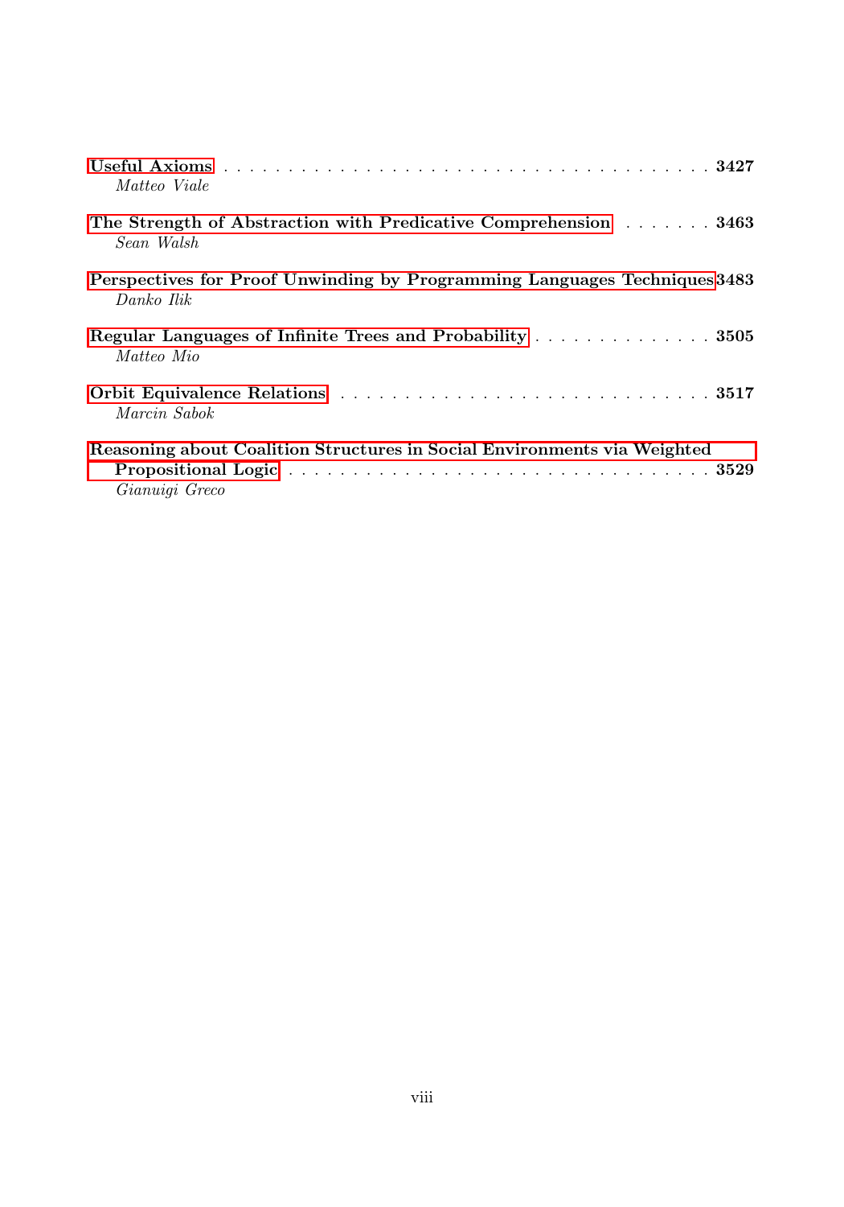**Useful Axioms** . . . . . . . . . . . . . . . . . . . . . . . . . . . . . . . . . . . . . . . **3427**
*Matteo Viale*

**The Strength of Abstraction with Predicative Comprehension** . . . . . . . . **3463**
*Sean Walsh*

**Perspectives for Proof Unwinding by Programming Languages Techniques 3483**
*Danko Ilik*

**Regular Languages of Infinite Trees and Probability** . . . . . . . . . . . . . . . **3505**
*Matteo Mio*

**Orbit Equivalence Relations** . . . . . . . . . . . . . . . . . . . . . . . . . . . . . . **3517**
*Marcin Sabok*

**Reasoning about Coalition Structures in Social Environments via Weighted Propositional Logic** . . . . . . . . . . . . . . . . . . . . . . . . . . . . . . . . . . . **3529**
*Gianuigi Greco*